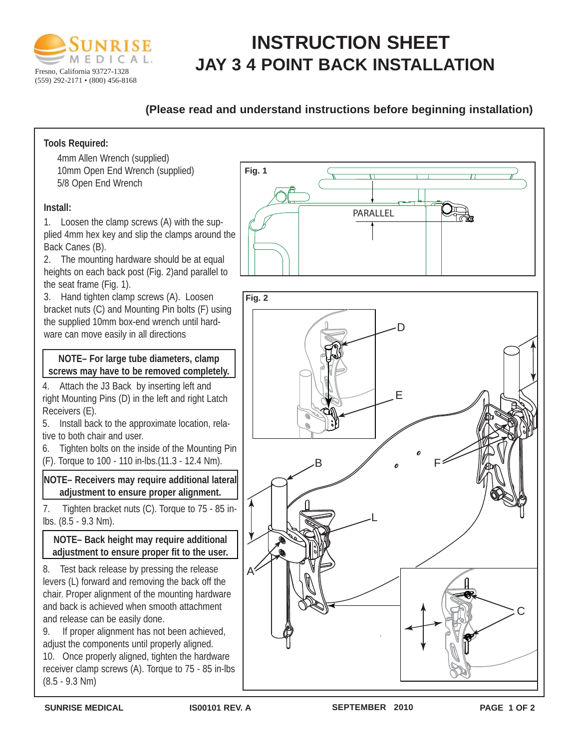Sunrise Medical
Fresno, California 93727-1328
(559) 292-2171 • (800) 456-8168

# INSTRUCTION SHEET
# JAY 3 4 POINT BACK INSTALLATION

## (Please read and understand instructions before beginning installation)

**Tools Required:**

4mm Allen Wrench (supplied)
10mm Open End Wrench (supplied)
5/8 Open End Wrench

**Install:**

1. Loosen the clamp screws (A) with the supplied 4mm hex key and slip the clamps around the Back Canes (B).
2. The mounting hardware should be at equal heights on each back post (Fig. 2)and parallel to the seat frame (Fig. 1).
3. Hand tighten clamp screws (A). Loosen bracket nuts (C) and Mounting Pin bolts (F) using the supplied 10mm box-end wrench until hardware can move easily in all directions

**NOTE– For large tube diameters, clamp screws may have to be removed completely.**

4. Attach the J3 Back by inserting left and right Mounting Pins (D) in the left and right Latch Receivers (E).
5. Install back to the approximate location, relative to both chair and user.
6. Tighten bolts on the inside of the Mounting Pin (F). Torque to 100 - 110 in-lbs.(11.3 - 12.4 Nm).

**NOTE– Receivers may require additional lateral adjustment to ensure proper alignment.**

7. Tighten bracket nuts (C). Torque to 75 - 85 in-lbs. (8.5 - 9.3 Nm).

**NOTE– Back height may require additional adjustment to ensure proper fit to the user.**

8. Test back release by pressing the release levers (L) forward and removing the back off the chair. Proper alignment of the mounting hardware and back is achieved when smooth attachment and release can be easily done.
9. If proper alignment has not been achieved, adjust the components until properly aligned.
10. Once properly aligned, tighten the hardware receiver clamp screws (A). Torque to 75 - 85 in-lbs (8.5 - 9.3 Nm)

Fig. 1

PARALLEL

Fig. 2

D E B F L A C

SUNRISE MEDICAL IS00101 REV. A SEPTEMBER 2010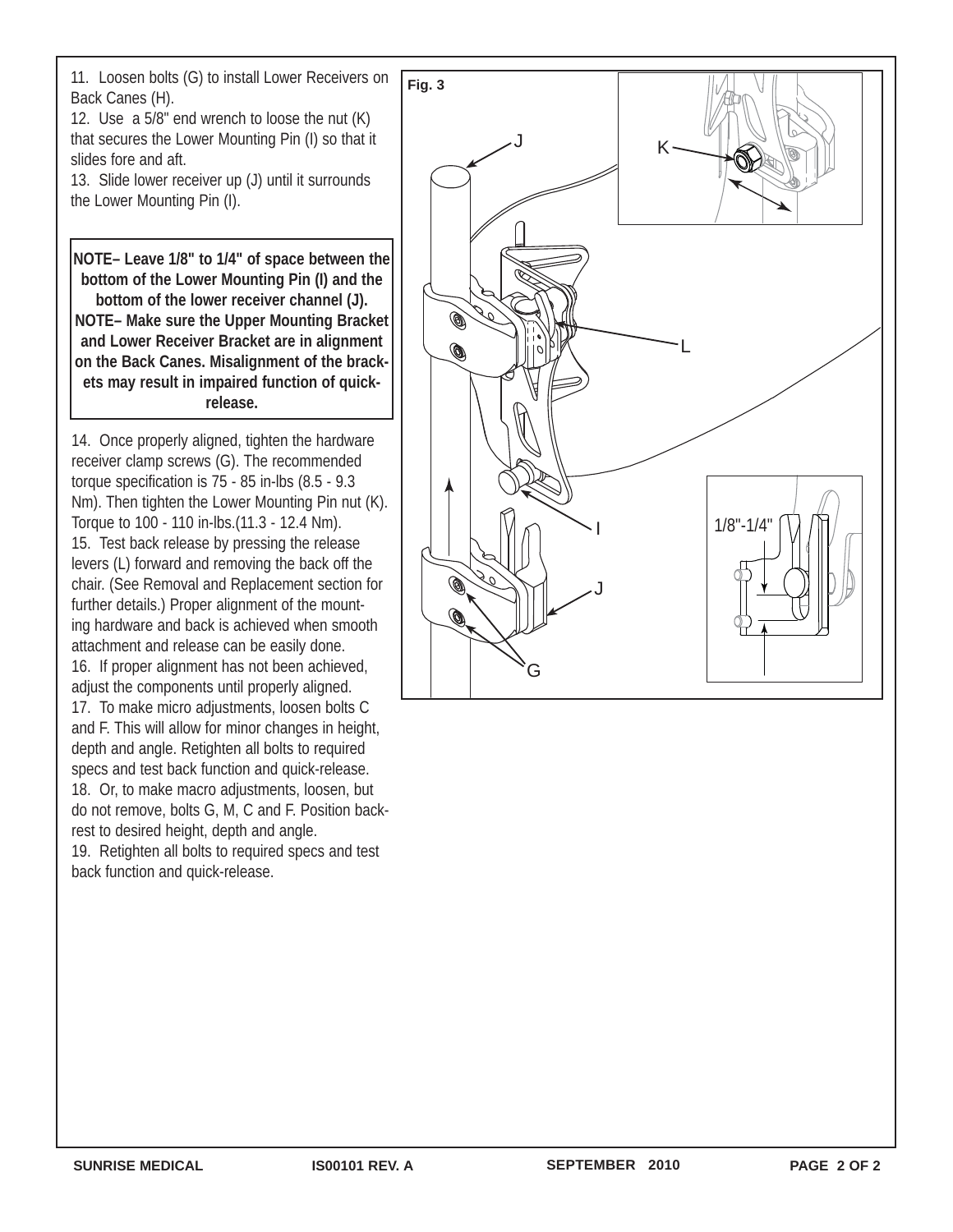11. Loosen bolts (G) to install Lower Receivers on Back Canes (H).
12. Use a 5/8" end wrench to loose the nut (K) that secures the Lower Mounting Pin (I) so that it slides fore and aft.
13. Slide lower receiver up (J) until it surrounds the Lower Mounting Pin (I).

**NOTE– Leave 1/8" to 1/4" of space between the bottom of the Lower Mounting Pin (I) and the bottom of the lower receiver channel (J).**
**NOTE– Make sure the Upper Mounting Bracket and Lower Receiver Bracket are in alignment on the Back Canes. Misalignment of the brackets may result in impaired function of quick-release.**

14. Once properly aligned, tighten the hardware receiver clamp screws (G). The recommended torque specification is 75 - 85 in-lbs (8.5 - 9.3 Nm). Then tighten the Lower Mounting Pin nut (K). Torque to 100 - 110 in-lbs.(11.3 - 12.4 Nm).
15. Test back release by pressing the release levers (L) forward and removing the back off the chair. (See Removal and Replacement section for further details.) Proper alignment of the mounting hardware and back is achieved when smooth attachment and release can be easily done.
16. If proper alignment has not been achieved, adjust the components until properly aligned.
17. To make micro adjustments, loosen bolts C and F. This will allow for minor changes in height, depth and angle. Retighten all bolts to required specs and test back function and quick-release.
18. Or, to make macro adjustments, loosen, but do not remove, bolts G, M, C and F. Position backrest to desired height, depth and angle.
19. Retighten all bolts to required specs and test back function and quick-release.

Fig. 3

J
K
L
I
1/8"-1/4"
J
G